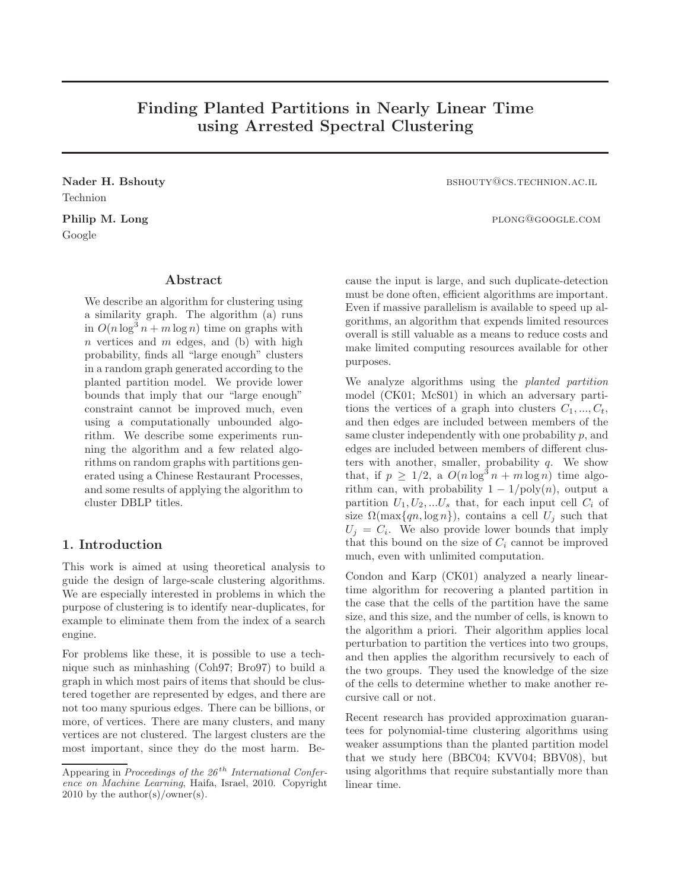# Finding Planted Partitions in Nearly Linear Time using Arrested Spectral Clustering

**Nader H. Bshouty** BSHOUTY@CS.TECHNION.AC.IL
Technion

**Philip M. Long** PLONG@GOOGLE.COM
Google

## Abstract

We describe an algorithm for clustering using a similarity graph. The algorithm (a) runs in $O(n \log^3 n + m \log n)$ time on graphs with $n$ vertices and $m$ edges, and (b) with high probability, finds all "large enough" clusters in a random graph generated according to the planted partition model. We provide lower bounds that imply that our "large enough" constraint cannot be improved much, even using a computationally unbounded algorithm. We describe some experiments running the algorithm and a few related algorithms on random graphs with partitions generated using a Chinese Restaurant Processes, and some results of applying the algorithm to cluster DBLP titles.

## 1. Introduction

This work is aimed at using theoretical analysis to guide the design of large-scale clustering algorithms. We are especially interested in problems in which the purpose of clustering is to identify near-duplicates, for example to eliminate them from the index of a search engine.

For problems like these, it is possible to use a technique such as minhashing (Coh97; Bro97) to build a graph in which most pairs of items that should be clustered together are represented by edges, and there are not too many spurious edges. There can be billions, or more, of vertices. There are many clusters, and many vertices are not clustered. The largest clusters are the most important, since they do the most harm. Because the input is large, and such duplicate-detection must be done often, efficient algorithms are important. Even if massive parallelism is available to speed up algorithms, an algorithm that expends limited resources overall is still valuable as a means to reduce costs and make limited computing resources available for other purposes.

We analyze algorithms using the *planted partition* model (CK01; McS01) in which an adversary partitions the vertices of a graph into clusters $C_1, ..., C_t$, and then edges are included between members of the same cluster independently with one probability $p$, and edges are included between members of different clusters with another, smaller, probability $q$. We show that, if $p \geq 1/2$, a $O(n \log^3 n + m \log n)$ time algorithm can, with probability $1 - 1/\text{poly}(n)$, output a partition $U_1, U_2, ...U_s$ that, for each input cell $C_i$ of size $\Omega(\max\{qn, \log n\})$, contains a cell $U_j$ such that $U_j = C_i$. We also provide lower bounds that imply that this bound on the size of $C_i$ cannot be improved much, even with unlimited computation.

Condon and Karp (CK01) analyzed a nearly linear-time algorithm for recovering a planted partition in the case that the cells of the partition have the same size, and this size, and the number of cells, is known to the algorithm a priori. Their algorithm applies local perturbation to partition the vertices into two groups, and then applies the algorithm recursively to each of the two groups. They used the knowledge of the size of the cells to determine whether to make another recursive call or not.

Recent research has provided approximation guarantees for polynomial-time clustering algorithms using weaker assumptions than the planted partition model that we study here (BBC04; KVV04; BBV08), but using algorithms that require substantially more than linear time.

Appearing in *Proceedings of the 26[th] International Conference on Machine Learning*, Haifa, Israel, 2010. Copyright 2010 by the author(s)/owner(s).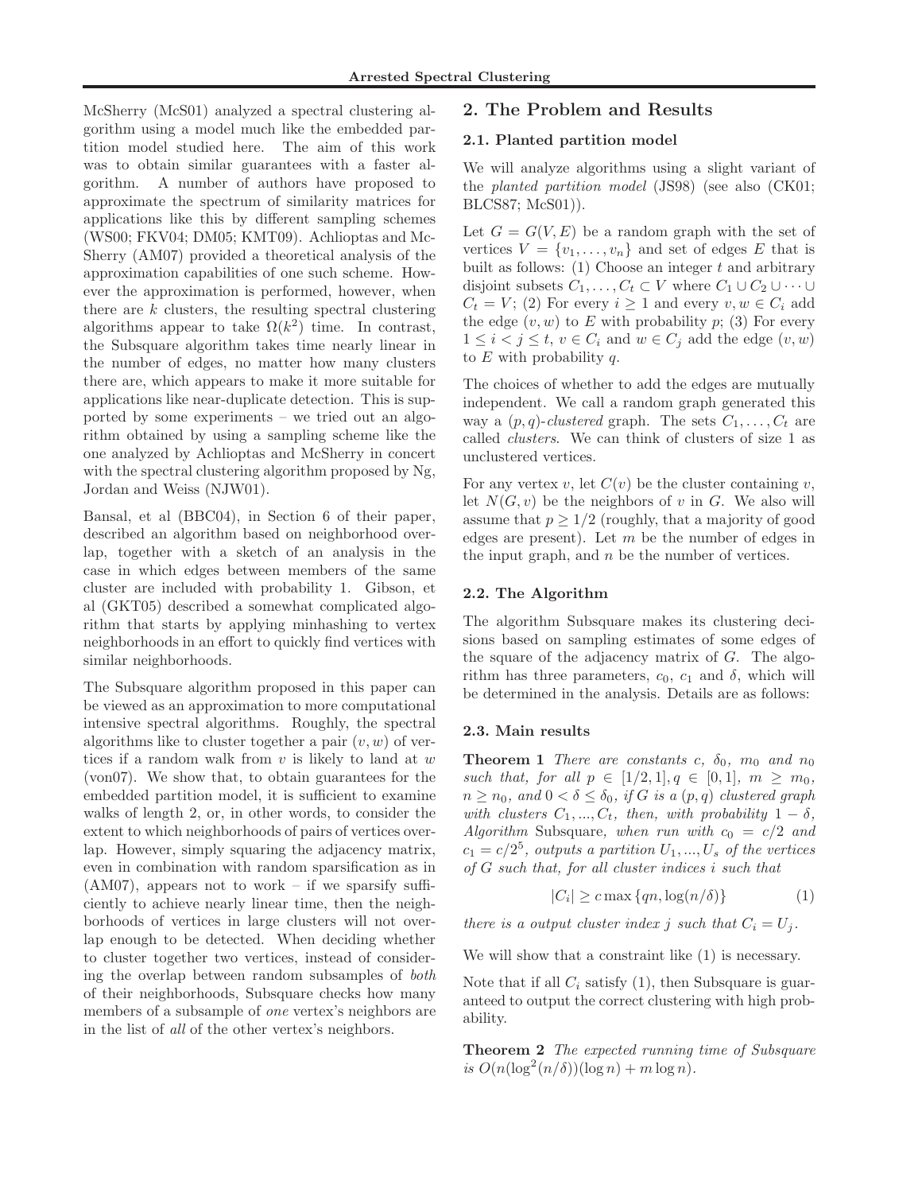McSherry (McS01) analyzed a spectral clustering algorithm using a model much like the embedded partition model studied here. The aim of this work was to obtain similar guarantees with a faster algorithm. A number of authors have proposed to approximate the spectrum of similarity matrices for applications like this by different sampling schemes (WS00; FKV04; DM05; KMT09). Achlioptas and McSherry (AM07) provided a theoretical analysis of the approximation capabilities of one such scheme. However the approximation is performed, however, when there are $k$ clusters, the resulting spectral clustering algorithms appear to take $\Omega(k^2)$ time. In contrast, the Subsquare algorithm takes time nearly linear in the number of edges, no matter how many clusters there are, which appears to make it more suitable for applications like near-duplicate detection. This is supported by some experiments – we tried out an algorithm obtained by using a sampling scheme like the one analyzed by Achlioptas and McSherry in concert with the spectral clustering algorithm proposed by Ng, Jordan and Weiss (NJW01).

Bansal, et al (BBC04), in Section 6 of their paper, described an algorithm based on neighborhood overlap, together with a sketch of an analysis in the case in which edges between members of the same cluster are included with probability 1. Gibson, et al (GKT05) described a somewhat complicated algorithm that starts by applying minhashing to vertex neighborhoods in an effort to quickly find vertices with similar neighborhoods.

The Subsquare algorithm proposed in this paper can be viewed as an approximation to more computational intensive spectral algorithms. Roughly, the spectral algorithms like to cluster together a pair $(v, w)$ of vertices if a random walk from $v$ is likely to land at $w$ (von07). We show that, to obtain guarantees for the embedded partition model, it is sufficient to examine walks of length 2, or, in other words, to consider the extent to which neighborhoods of pairs of vertices overlap. However, simply squaring the adjacency matrix, even in combination with random sparsification as in (AM07), appears not to work – if we sparsify sufficiently to achieve nearly linear time, then the neighborhoods of vertices in large clusters will not overlap enough to be detected. When deciding whether to cluster together two vertices, instead of considering the overlap between random subsamples of *both* of their neighborhoods, Subsquare checks how many members of a subsample of *one* vertex's neighbors are in the list of *all* of the other vertex's neighbors.

## 2. The Problem and Results

### 2.1. Planted partition model

We will analyze algorithms using a slight variant of the *planted partition model* (JS98) (see also (CK01; BLCS87; McS01)).

Let $G = G(V, E)$ be a random graph with the set of vertices $V = \{v_1, \ldots, v_n\}$ and set of edges $E$ that is built as follows: (1) Choose an integer $t$ and arbitrary disjoint subsets $C_1, \ldots, C_t \subset V$ where $C_1 \cup C_2 \cup \cdots \cup C_t = V$; (2) For every $i \geq 1$ and every $v, w \in C_i$ add the edge $(v, w)$ to $E$ with probability $p$; (3) For every $1 \leq i < j \leq t$, $v \in C_i$ and $w \in C_j$ add the edge $(v, w)$ to $E$ with probability $q$.

The choices of whether to add the edges are mutually independent. We call a random graph generated this way a $(p, q)$-*clustered* graph. The sets $C_1, \ldots, C_t$ are called *clusters*. We can think of clusters of size 1 as unclustered vertices.

For any vertex $v$, let $C(v)$ be the cluster containing $v$, let $N(G, v)$ be the neighbors of $v$ in $G$. We also will assume that $p \geq 1/2$ (roughly, that a majority of good edges are present). Let $m$ be the number of edges in the input graph, and $n$ be the number of vertices.

### 2.2. The Algorithm

The algorithm Subsquare makes its clustering decisions based on sampling estimates of some edges of the square of the adjacency matrix of $G$. The algorithm has three parameters, $c_0$, $c_1$ and $\delta$, which will be determined in the analysis. Details are as follows:

### 2.3. Main results

**Theorem 1** *There are constants $c$, $\delta_0$, $m_0$ and $n_0$ such that, for all $p \in [1/2, 1], q \in [0, 1]$, $m \geq m_0$, $n \geq n_0$, and $0 < \delta \leq \delta_0$, if $G$ is a $(p, q)$ clustered graph with clusters $C_1, ..., C_t$, then, with probability $1 - \delta$, Algorithm* Subsquare*, when run with $c_0 = c/2$ and $c_1 = c/2^5$, outputs a partition $U_1, ..., U_s$ of the vertices of $G$ such that, for all cluster indices $i$ such that*

$$|C_i| \geq c \max\{qn, \log(n/\delta)\} \tag{1}$$

*there is a output cluster index $j$ such that $C_i = U_j$.*

We will show that a constraint like (1) is necessary.

Note that if all $C_i$ satisfy (1), then Subsquare is guaranteed to output the correct clustering with high probability.

**Theorem 2** *The expected running time of Subsquare is $O(n(\log^2(n/\delta))(\log n) + m \log n)$.*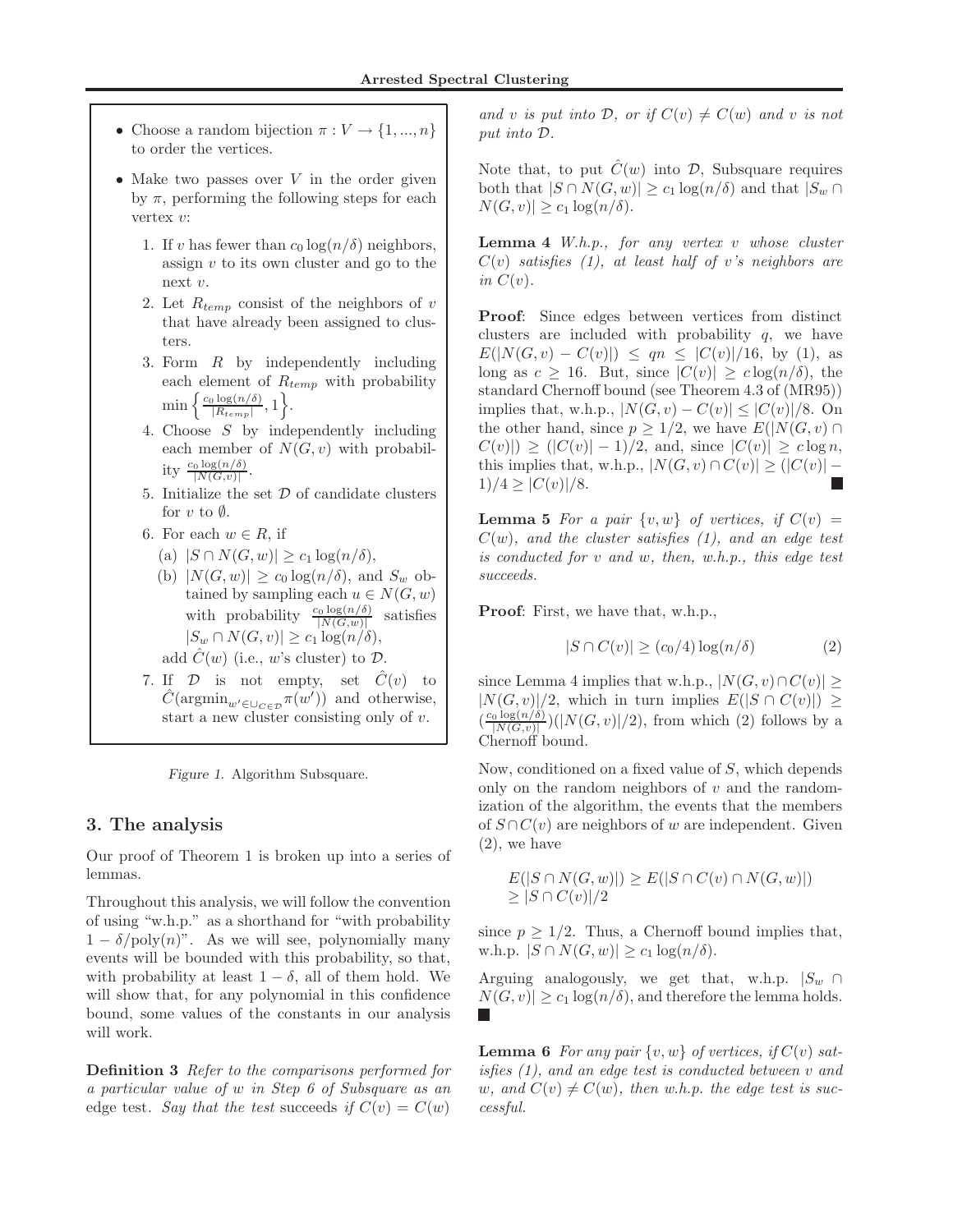- Choose a random bijection $\pi : V \to \{1, ..., n\}$ to order the vertices.
- Make two passes over $V$ in the order given by $\pi$, performing the following steps for each vertex $v$:
  1. If $v$ has fewer than $c_0 \log(n/\delta)$ neighbors, assign $v$ to its own cluster and go to the next $v$.
  2. Let $R_{temp}$ consist of the neighbors of $v$ that have already been assigned to clusters.
  3. Form $R$ by independently including each element of $R_{temp}$ with probability $\min\left\{\frac{c_0 \log(n/\delta)}{|R_{temp}|}, 1\right\}$.
  4. Choose $S$ by independently including each member of $N(G, v)$ with probability $\frac{c_0 \log(n/\delta)}{|N(G,v)|}$.
  5. Initialize the set $\mathcal{D}$ of candidate clusters for $v$ to $\emptyset$.
  6. For each $w \in R$, if
     (a) $|S \cap N(G, w)| \geq c_1 \log(n/\delta)$,
     (b) $|N(G, w)| \geq c_0 \log(n/\delta)$, and $S_w$ obtained by sampling each $u \in N(G, w)$ with probability $\frac{c_0 \log(n/\delta)}{|N(G,w)|}$ satisfies $|S_w \cap N(G, v)| \geq c_1 \log(n/\delta)$,

     add $\hat{C}(w)$ (i.e., $w$'s cluster) to $\mathcal{D}$.
  7. If $\mathcal{D}$ is not empty, set $\hat{C}(v)$ to $\hat{C}(\text{argmin}_{w' \in \cup_{C \in \mathcal{D}}} \pi(w'))$ and otherwise, start a new cluster consisting only of $v$.

*Figure 1.* Algorithm Subsquare.

## 3. The analysis

Our proof of Theorem 1 is broken up into a series of lemmas.

Throughout this analysis, we will follow the convention of using "w.h.p." as a shorthand for "with probability $1 - \delta/\text{poly}(n)$". As we will see, polynomially many events will be bounded with this probability, so that, with probability at least $1 - \delta$, all of them hold. We will show that, for any polynomial in this confidence bound, some values of the constants in our analysis will work.

**Definition 3** *Refer to the comparisons performed for a particular value of $w$ in Step 6 of Subsquare as an* edge test. *Say that the test* succeeds *if $C(v) = C(w)$ and $v$ is put into $\mathcal{D}$, or if $C(v) \neq C(w)$ and $v$ is not put into $\mathcal{D}$.*

Note that, to put $\hat{C}(w)$ into $\mathcal{D}$, Subsquare requires both that $|S \cap N(G, w)| \geq c_1 \log(n/\delta)$ and that $|S_w \cap N(G, v)| \geq c_1 \log(n/\delta)$.

**Lemma 4** *W.h.p., for any vertex $v$ whose cluster $C(v)$ satisfies (1), at least half of $v$'s neighbors are in $C(v)$.*

**Proof**: Since edges between vertices from distinct clusters are included with probability $q$, we have $E(|N(G, v) - C(v)|) \leq qn \leq |C(v)|/16$, by (1), as long as $c \geq 16$. But, since $|C(v)| \geq c \log(n/\delta)$, the standard Chernoff bound (see Theorem 4.3 of (MR95)) implies that, w.h.p., $|N(G, v) - C(v)| \leq |C(v)|/8$. On the other hand, since $p \geq 1/2$, we have $E(|N(G, v) \cap C(v)|) \geq (|C(v)| - 1)/2$, and, since $|C(v)| \geq c \log n$, this implies that, w.h.p., $|N(G, v) \cap C(v)| \geq (|C(v)| - 1)/4 \geq |C(v)|/8$. ∎

**Lemma 5** *For a pair $\{v, w\}$ of vertices, if $C(v) = C(w)$, and the cluster satisfies (1), and an edge test is conducted for $v$ and $w$, then, w.h.p., this edge test succeeds.*

**Proof**: First, we have that, w.h.p.,

$$|S \cap C(v)| \geq (c_0/4) \log(n/\delta) \tag{2}$$

since Lemma 4 implies that w.h.p., $|N(G, v) \cap C(v)| \geq |N(G, v)|/2$, which in turn implies $E(|S \cap C(v)|) \geq (\frac{c_0 \log(n/\delta)}{|N(G,v)|})(|N(G, v)|/2)$, from which (2) follows by a Chernoff bound.

Now, conditioned on a fixed value of $S$, which depends only on the random neighbors of $v$ and the randomization of the algorithm, the events that the members of $S \cap C(v)$ are neighbors of $w$ are independent. Given (2), we have

$$\begin{aligned} &E(|S \cap N(G, w)|) \geq E(|S \cap C(v) \cap N(G, w)|) \\ &\geq |S \cap C(v)|/2 \end{aligned}$$

since $p \geq 1/2$. Thus, a Chernoff bound implies that, w.h.p. $|S \cap N(G, w)| \geq c_1 \log(n/\delta)$.

Arguing analogously, we get that, w.h.p. $|S_w \cap N(G, v)| \geq c_1 \log(n/\delta)$, and therefore the lemma holds. ∎

**Lemma 6** *For any pair $\{v, w\}$ of vertices, if $C(v)$ satisfies (1), and an edge test is conducted between $v$ and $w$, and $C(v) \neq C(w)$, then w.h.p. the edge test is successful.*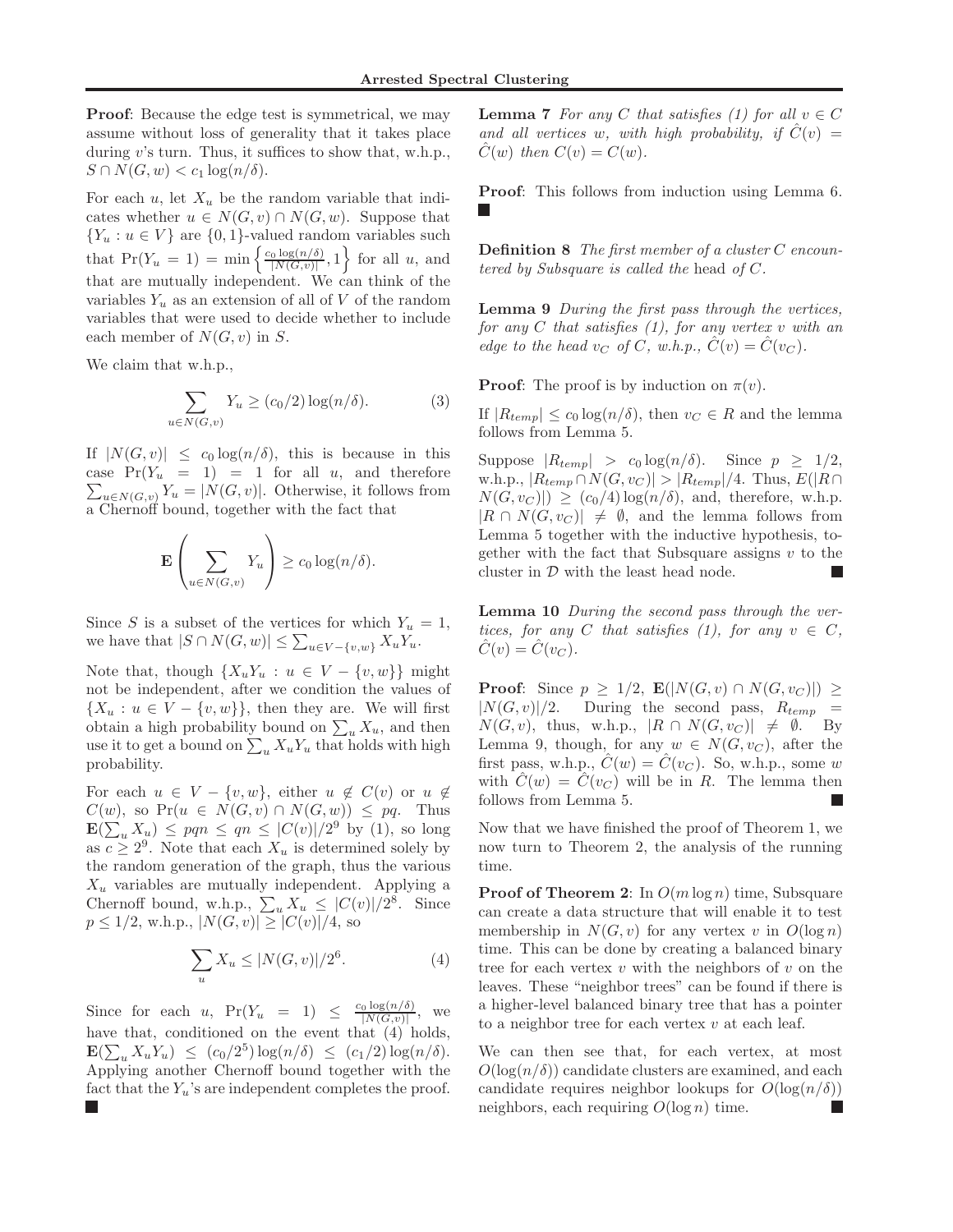**Proof**: Because the edge test is symmetrical, we may assume without loss of generality that it takes place during $v$'s turn. Thus, it suffices to show that, w.h.p., $S \cap N(G, w) < c_1 \log(n/\delta)$.

For each $u$, let $X_u$ be the random variable that indicates whether $u \in N(G, v) \cap N(G, w)$. Suppose that $\{Y_u : u \in V\}$ are $\{0, 1\}$-valued random variables such that $\Pr(Y_u = 1) = \min\left\{\frac{c_0 \log(n/\delta)}{|N(G,v)|}, 1\right\}$ for all $u$, and that are mutually independent. We can think of the variables $Y_u$ as an extension of all of $V$ of the random variables that were used to decide whether to include each member of $N(G, v)$ in $S$.

We claim that w.h.p.,

$$\sum_{u \in N(G,v)} Y_u \geq (c_0/2) \log(n/\delta). \tag{3}$$

If $|N(G, v)| \leq c_0 \log(n/\delta)$, this is because in this case $\Pr(Y_u = 1) = 1$ for all $u$, and therefore $\sum_{u \in N(G,v)} Y_u = |N(G, v)|$. Otherwise, it follows from a Chernoff bound, together with the fact that

$$\mathbf{E}\left(\sum_{u \in N(G,v)} Y_u\right) \geq c_0 \log(n/\delta).$$

Since $S$ is a subset of the vertices for which $Y_u = 1$, we have that $|S \cap N(G, w)| \leq \sum_{u \in V - \{v,w\}} X_u Y_u$.

Note that, though $\{X_u Y_u : u \in V - \{v, w\}\}$ might not be independent, after we condition the values of $\{X_u : u \in V - \{v, w\}\}$, then they are. We will first obtain a high probability bound on $\sum_u X_u$, and then use it to get a bound on $\sum_u X_u Y_u$ that holds with high probability.

For each $u \in V - \{v, w\}$, either $u \notin C(v)$ or $u \notin C(w)$, so $\Pr(u \in N(G, v) \cap N(G, w)) \leq pq$. Thus $\mathbf{E}(\sum_u X_u) \leq pqn \leq qn \leq |C(v)|/2^9$ by (1), so long as $c \geq 2^9$. Note that each $X_u$ is determined solely by the random generation of the graph, thus the various $X_u$ variables are mutually independent. Applying a Chernoff bound, w.h.p., $\sum_u X_u \leq |C(v)|/2^8$. Since $p \leq 1/2$, w.h.p., $|N(G, v)| \geq |C(v)|/4$, so

$$\sum_u X_u \leq |N(G, v)|/2^6. \tag{4}$$

Since for each $u$, $\Pr(Y_u = 1) \leq \frac{c_0 \log(n/\delta)}{|N(G,v)|}$, we have that, conditioned on the event that (4) holds, $\mathbf{E}(\sum_u X_u Y_u) \leq (c_0/2^5) \log(n/\delta) \leq (c_1/2) \log(n/\delta)$. Applying another Chernoff bound together with the fact that the $Y_u$'s are independent completes the proof. ■

**Lemma 7** *For any $C$ that satisfies (1) for all $v \in C$ and all vertices $w$, with high probability, if $\hat{C}(v) = \hat{C}(w)$ then $C(v) = C(w)$.*

**Proof**: This follows from induction using Lemma 6. ■

**Definition 8** *The first member of a cluster $C$ encountered by Subsquare is called the* head *of $C$.*

**Lemma 9** *During the first pass through the vertices, for any $C$ that satisfies (1), for any vertex $v$ with an edge to the head $v_C$ of $C$, w.h.p., $\hat{C}(v) = \hat{C}(v_C)$.*

**Proof**: The proof is by induction on $\pi(v)$.

If $|R_{temp}| \leq c_0 \log(n/\delta)$, then $v_C \in R$ and the lemma follows from Lemma 5.

Suppose $|R_{temp}| > c_0 \log(n/\delta)$. Since $p \geq 1/2$, w.h.p., $|R_{temp} \cap N(G, v_C)| > |R_{temp}|/4$. Thus, $E(|R \cap N(G, v_C)|) \geq (c_0/4) \log(n/\delta)$, and, therefore, w.h.p. $|R \cap N(G, v_C)| \neq \emptyset$, and the lemma follows from Lemma 5 together with the inductive hypothesis, together with the fact that Subsquare assigns $v$ to the cluster in $\mathcal{D}$ with the least head node. ■

**Lemma 10** *During the second pass through the vertices, for any $C$ that satisfies (1), for any $v \in C$, $\hat{C}(v) = \hat{C}(v_C)$.*

**Proof**: Since $p \geq 1/2$, $\mathbf{E}(|N(G, v) \cap N(G, v_C)|) \geq |N(G, v)|/2$. During the second pass, $R_{temp} = N(G, v)$, thus, w.h.p., $|R \cap N(G, v_C)| \neq \emptyset$. By Lemma 9, though, for any $w \in N(G, v_C)$, after the first pass, w.h.p., $\hat{C}(w) = \hat{C}(v_C)$. So, w.h.p., some $w$ with $\hat{C}(w) = \hat{C}(v_C)$ will be in $R$. The lemma then follows from Lemma 5. ■

Now that we have finished the proof of Theorem 1, we now turn to Theorem 2, the analysis of the running time.

**Proof of Theorem 2**: In $O(m \log n)$ time, Subsquare can create a data structure that will enable it to test membership in $N(G, v)$ for any vertex $v$ in $O(\log n)$ time. This can be done by creating a balanced binary tree for each vertex $v$ with the neighbors of $v$ on the leaves. These "neighbor trees" can be found if there is a higher-level balanced binary tree that has a pointer to a neighbor tree for each vertex $v$ at each leaf.

We can then see that, for each vertex, at most $O(\log(n/\delta))$ candidate clusters are examined, and each candidate requires neighbor lookups for $O(\log(n/\delta))$ neighbors, each requiring $O(\log n)$ time. ■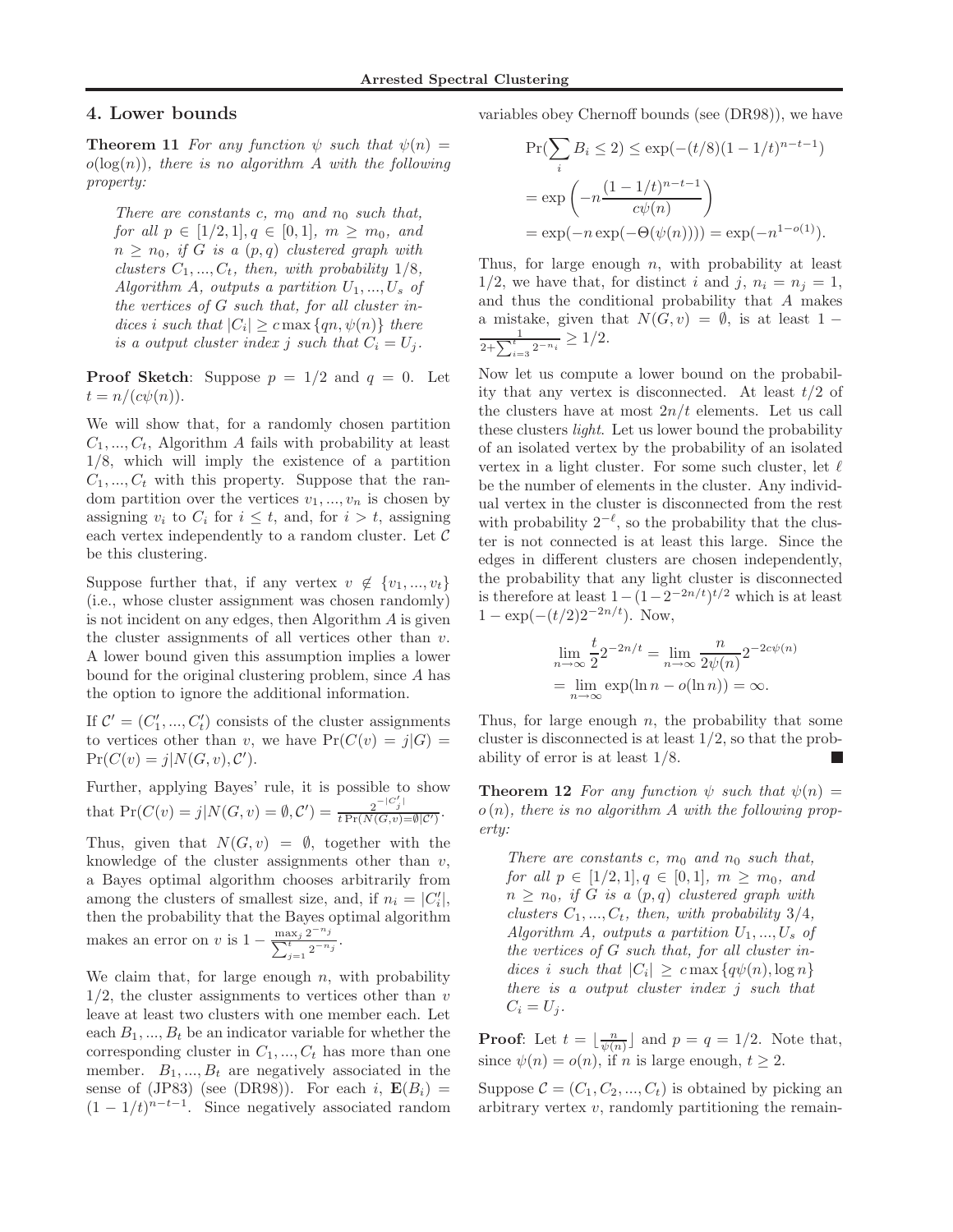## 4. Lower bounds

**Theorem 11** *For any function $\psi$ such that $\psi(n) = o(\log(n))$, there is no algorithm $A$ with the following property:*

> *There are constants $c$, $m_0$ and $n_0$ such that, for all $p \in [1/2, 1], q \in [0, 1]$, $m \geq m_0$, and $n \geq n_0$, if $G$ is a $(p, q)$ clustered graph with clusters $C_1, ..., C_t$, then, with probability $1/8$, Algorithm $A$, outputs a partition $U_1, ..., U_s$ of the vertices of $G$ such that, for all cluster indices $i$ such that $|C_i| \geq c \max\{qn, \psi(n)\}$ there is a output cluster index $j$ such that $C_i = U_j$.*

**Proof Sketch**: Suppose $p = 1/2$ and $q = 0$. Let $t = n/(c\psi(n))$.

We will show that, for a randomly chosen partition $C_1, ..., C_t$, Algorithm $A$ fails with probability at least $1/8$, which will imply the existence of a partition $C_1, ..., C_t$ with this property. Suppose that the random partition over the vertices $v_1, ..., v_n$ is chosen by assigning $v_i$ to $C_i$ for $i \leq t$, and, for $i > t$, assigning each vertex independently to a random cluster. Let $\mathcal{C}$ be this clustering.

Suppose further that, if any vertex $v \notin \{v_1, ..., v_t\}$ (i.e., whose cluster assignment was chosen randomly) is not incident on any edges, then Algorithm $A$ is given the cluster assignments of all vertices other than $v$. A lower bound given this assumption implies a lower bound for the original clustering problem, since $A$ has the option to ignore the additional information.

If $\mathcal{C}' = (C'_1, ..., C'_t)$ consists of the cluster assignments to vertices other than $v$, we have $\Pr(C(v) = j|G) = \Pr(C(v) = j|N(G, v), \mathcal{C}')$.

Further, applying Bayes' rule, it is possible to show that $\Pr(C(v) = j|N(G, v) = \emptyset, \mathcal{C}') = \frac{2^{-|C'_j|}}{t \Pr(N(G,v)=\emptyset|\mathcal{C}')}$.

Thus, given that $N(G, v) = \emptyset$, together with the knowledge of the cluster assignments other than $v$, a Bayes optimal algorithm chooses arbitrarily from among the clusters of smallest size, and, if $n_i = |C'_i|$, then the probability that the Bayes optimal algorithm makes an error on $v$ is $1 - \frac{\max_j 2^{-n_j}}{\sum_{j=1}^{t} 2^{-n_j}}$.

We claim that, for large enough $n$, with probability $1/2$, the cluster assignments to vertices other than $v$ leave at least two clusters with one member each. Let each $B_1, ..., B_t$ be an indicator variable for whether the corresponding cluster in $C_1, ..., C_t$ has more than one member. $B_1, ..., B_t$ are negatively associated in the sense of (JP83) (see (DR98)). For each $i$, $\mathbf{E}(B_i) = (1 - 1/t)^{n-t-1}$. Since negatively associated random variables obey Chernoff bounds (see (DR98)), we have

$$
\begin{aligned}
\Pr(\sum_i B_i \leq 2) &\leq \exp(-(t/8)(1 - 1/t)^{n-t-1}) \\
&= \exp\left(-n\frac{(1 - 1/t)^{n-t-1}}{c\psi(n)}\right) \\
&= \exp(-n \exp(-\Theta(\psi(n)))) = \exp(-n^{1-o(1)}).
\end{aligned}
$$

Thus, for large enough $n$, with probability at least $1/2$, we have that, for distinct $i$ and $j$, $n_i = n_j = 1$, and thus the conditional probability that $A$ makes a mistake, given that $N(G, v) = \emptyset$, is at least $1 - \frac{1}{2+\sum_{i=3}^{t} 2^{-n_i}} \geq 1/2$.

Now let us compute a lower bound on the probability that any vertex is disconnected. At least $t/2$ of the clusters have at most $2n/t$ elements. Let us call these clusters *light*. Let us lower bound the probability of an isolated vertex by the probability of an isolated vertex in a light cluster. For some such cluster, let $\ell$ be the number of elements in the cluster. Any individual vertex in the cluster is disconnected from the rest with probability $2^{-\ell}$, so the probability that the cluster is not connected is at least this large. Since the edges in different clusters are chosen independently, the probability that any light cluster is disconnected is therefore at least $1 - (1 - 2^{-2n/t})^{t/2}$ which is at least $1 - \exp(-(t/2)2^{-2n/t})$. Now,

$$
\begin{aligned}
\lim_{n \to \infty} \frac{t}{2} 2^{-2n/t} &= \lim_{n \to \infty} \frac{n}{2\psi(n)} 2^{-2c\psi(n)} \\
&= \lim_{n \to \infty} \exp(\ln n - o(\ln n)) = \infty.
\end{aligned}
$$

Thus, for large enough $n$, the probability that some cluster is disconnected is at least $1/2$, so that the probability of error is at least $1/8$. ∎

**Theorem 12** *For any function $\psi$ such that $\psi(n) = o(n)$, there is no algorithm $A$ with the following property:*

> *There are constants $c$, $m_0$ and $n_0$ such that, for all $p \in [1/2, 1], q \in [0, 1]$, $m \geq m_0$, and $n \geq n_0$, if $G$ is a $(p, q)$ clustered graph with clusters $C_1, ..., C_t$, then, with probability $3/4$, Algorithm $A$, outputs a partition $U_1, ..., U_s$ of the vertices of $G$ such that, for all cluster indices $i$ such that $|C_i| \geq c \max\{q\psi(n), \log n\}$ there is a output cluster index $j$ such that $C_i = U_j$.*

**Proof**: Let $t = \lfloor \frac{n}{\psi(n)} \rfloor$ and $p = q = 1/2$. Note that, since $\psi(n) = o(n)$, if $n$ is large enough, $t \geq 2$.

Suppose $\mathcal{C} = (C_1, C_2, ..., C_t)$ is obtained by picking an arbitrary vertex $v$, randomly partitioning the remain-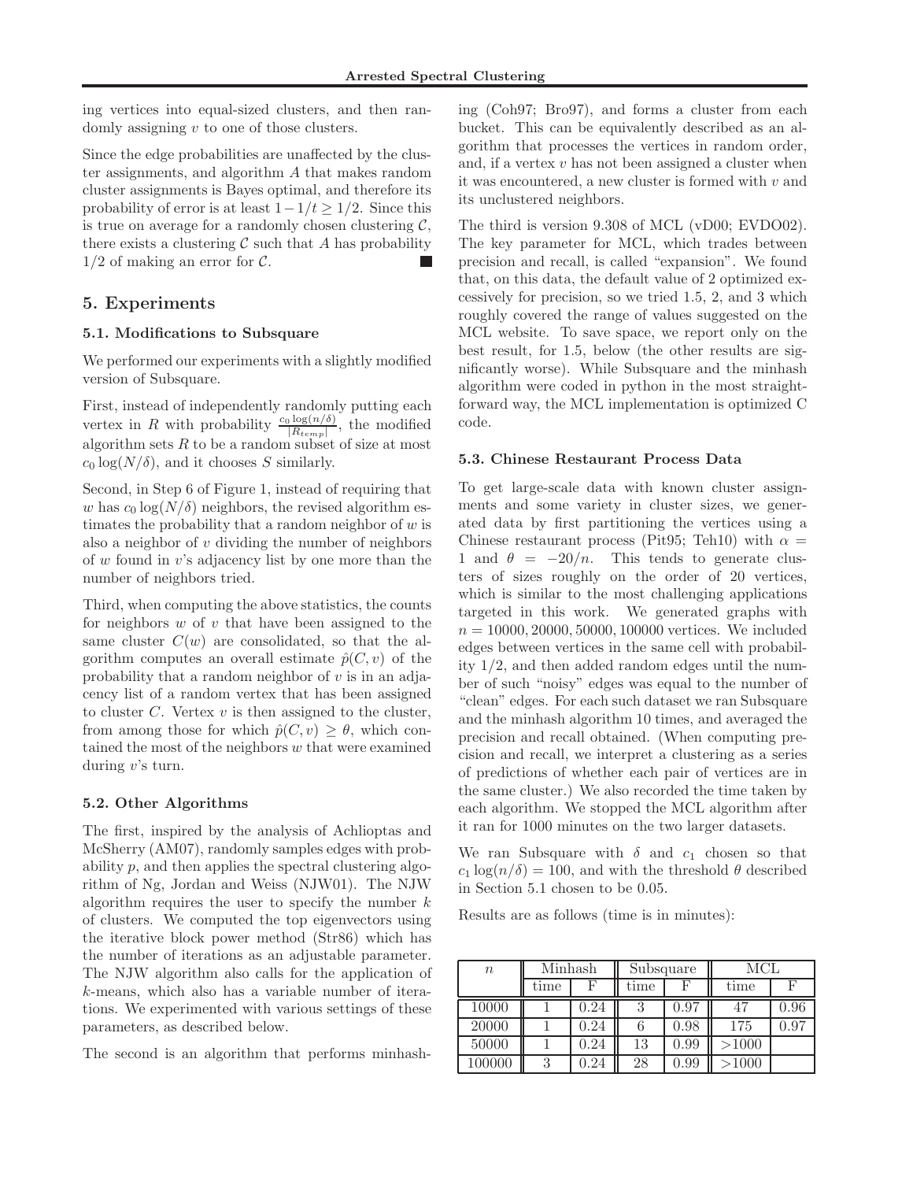ing vertices into equal-sized clusters, and then randomly assigning $v$ to one of those clusters.

Since the edge probabilities are unaffected by the cluster assignments, and algorithm $A$ that makes random cluster assignments is Bayes optimal, and therefore its probability of error is at least $1 - 1/t \geq 1/2$. Since this is true on average for a randomly chosen clustering $\mathcal{C}$, there exists a clustering $\mathcal{C}$ such that $A$ has probability $1/2$ of making an error for $\mathcal{C}$. ■

## 5. Experiments

### 5.1. Modifications to Subsquare

We performed our experiments with a slightly modified version of Subsquare.

First, instead of independently randomly putting each vertex in $R$ with probability $\frac{c_0 \log(n/\delta)}{|R_{temp}|}$, the modified algorithm sets $R$ to be a random subset of size at most $c_0 \log(N/\delta)$, and it chooses $S$ similarly.

Second, in Step 6 of Figure 1, instead of requiring that $w$ has $c_0 \log(N/\delta)$ neighbors, the revised algorithm estimates the probability that a random neighbor of $w$ is also a neighbor of $v$ dividing the number of neighbors of $w$ found in $v$'s adjacency list by one more than the number of neighbors tried.

Third, when computing the above statistics, the counts for neighbors $w$ of $v$ that have been assigned to the same cluster $C(w)$ are consolidated, so that the algorithm computes an overall estimate $\hat{p}(C, v)$ of the probability that a random neighbor of $v$ is in an adjacency list of a random vertex that has been assigned to cluster $C$. Vertex $v$ is then assigned to the cluster, from among those for which $\hat{p}(C, v) \geq \theta$, which contained the most of the neighbors $w$ that were examined during $v$'s turn.

### 5.2. Other Algorithms

The first, inspired by the analysis of Achlioptas and McSherry (AM07), randomly samples edges with probability $p$, and then applies the spectral clustering algorithm of Ng, Jordan and Weiss (NJW01). The NJW algorithm requires the user to specify the number $k$ of clusters. We computed the top eigenvectors using the iterative block power method (Str86) which has the number of iterations as an adjustable parameter. The NJW algorithm also calls for the application of $k$-means, which also has a variable number of iterations. We experimented with various settings of these parameters, as described below.

The second is an algorithm that performs minhashing (Coh97; Bro97), and forms a cluster from each bucket. This can be equivalently described as an algorithm that processes the vertices in random order, and, if a vertex $v$ has not been assigned a cluster when it was encountered, a new cluster is formed with $v$ and its unclustered neighbors.

The third is version 9.308 of MCL (vD00; EVDO02). The key parameter for MCL, which trades between precision and recall, is called "expansion". We found that, on this data, the default value of 2 optimized excessively for precision, so we tried 1.5, 2, and 3 which roughly covered the range of values suggested on the MCL website. To save space, we report only on the best result, for 1.5, below (the other results are significantly worse). While Subsquare and the minhash algorithm were coded in python in the most straightforward way, the MCL implementation is optimized C code.

### 5.3. Chinese Restaurant Process Data

To get large-scale data with known cluster assignments and some variety in cluster sizes, we generated data by first partitioning the vertices using a Chinese restaurant process (Pit95; Teh10) with $\alpha = 1$ and $\theta = -20/n$. This tends to generate clusters of sizes roughly on the order of 20 vertices, which is similar to the most challenging applications targeted in this work. We generated graphs with $n = 10000, 20000, 50000, 100000$ vertices. We included edges between vertices in the same cell with probability $1/2$, and then added random edges until the number of such "noisy" edges was equal to the number of "clean" edges. For each such dataset we ran Subsquare and the minhash algorithm 10 times, and averaged the precision and recall obtained. (When computing precision and recall, we interpret a clustering as a series of predictions of whether each pair of vertices are in the same cluster.) We also recorded the time taken by each algorithm. We stopped the MCL algorithm after it ran for 1000 minutes on the two larger datasets.

We ran Subsquare with $\delta$ and $c_1$ chosen so that $c_1 \log(n/\delta) = 100$, and with the threshold $\theta$ described in Section 5.1 chosen to be 0.05.

Results are as follows (time is in minutes):

| $n$ | Minhash | | Subsquare | | MCL | |
|---|---|---|---|---|---|---|
| | time | F | time | F | time | F |
| 10000 | 1 | 0.24 | 3 | 0.97 | 47 | 0.96 |
| 20000 | 1 | 0.24 | 6 | 0.98 | 175 | 0.97 |
| 50000 | 1 | 0.24 | 13 | 0.99 | >1000 | |
| 100000 | 3 | 0.24 | 28 | 0.99 | >1000 | |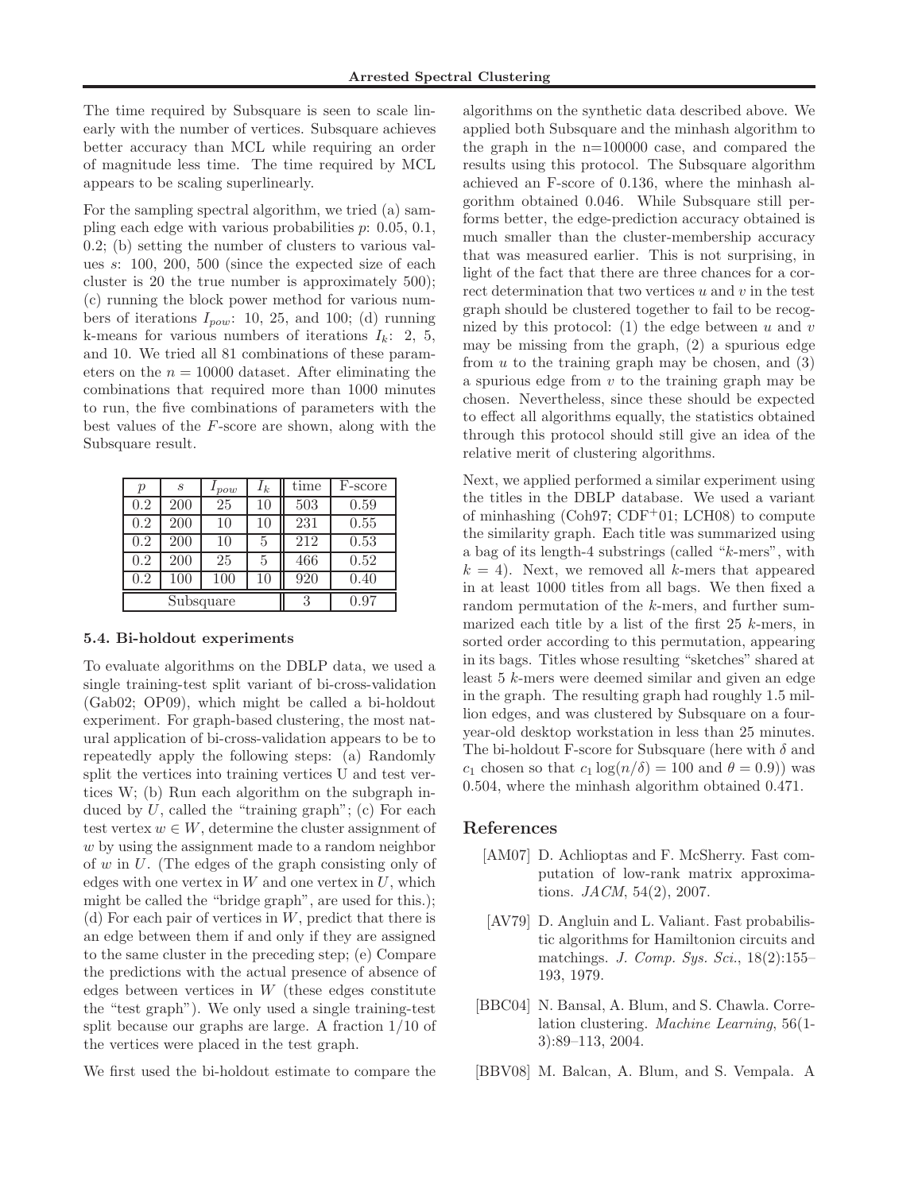The time required by Subsquare is seen to scale linearly with the number of vertices. Subsquare achieves better accuracy than MCL while requiring an order of magnitude less time. The time required by MCL appears to be scaling superlinearly.

For the sampling spectral algorithm, we tried (a) sampling each edge with various probabilities $p$: 0.05, 0.1, 0.2; (b) setting the number of clusters to various values $s$: 100, 200, 500 (since the expected size of each cluster is 20 the true number is approximately 500); (c) running the block power method for various numbers of iterations $I_{pow}$: 10, 25, and 100; (d) running k-means for various numbers of iterations $I_k$: 2, 5, and 10. We tried all 81 combinations of these parameters on the $n = 10000$ dataset. After eliminating the combinations that required more than 1000 minutes to run, the five combinations of parameters with the best values of the $F$-score are shown, along with the Subsquare result.

| $p$ | $s$ | $I_{pow}$ | $I_k$ | time | F-score |
|---|---|---|---|---|---|
| 0.2 | 200 | 25 | 10 | 503 | 0.59 |
| 0.2 | 200 | 10 | 10 | 231 | 0.55 |
| 0.2 | 200 | 10 | 5 | 212 | 0.53 |
| 0.2 | 200 | 25 | 5 | 466 | 0.52 |
| 0.2 | 100 | 100 | 10 | 920 | 0.40 |
| Subsquare | | | | 3 | 0.97 |

### 5.4. Bi-holdout experiments

To evaluate algorithms on the DBLP data, we used a single training-test split variant of bi-cross-validation (Gab02; OP09), which might be called a bi-holdout experiment. For graph-based clustering, the most natural application of bi-cross-validation appears to be to repeatedly apply the following steps: (a) Randomly split the vertices into training vertices U and test vertices W; (b) Run each algorithm on the subgraph induced by $U$, called the "training graph"; (c) For each test vertex $w \in W$, determine the cluster assignment of $w$ by using the assignment made to a random neighbor of $w$ in $U$. (The edges of the graph consisting only of edges with one vertex in $W$ and one vertex in $U$, which might be called the "bridge graph", are used for this.); (d) For each pair of vertices in $W$, predict that there is an edge between them if and only if they are assigned to the same cluster in the preceding step; (e) Compare the predictions with the actual presence of absence of edges between vertices in $W$ (these edges constitute the "test graph"). We only used a single training-test split because our graphs are large. A fraction 1/10 of the vertices were placed in the test graph.

We first used the bi-holdout estimate to compare the algorithms on the synthetic data described above. We applied both Subsquare and the minhash algorithm to the graph in the n=100000 case, and compared the results using this protocol. The Subsquare algorithm achieved an F-score of 0.136, where the minhash algorithm obtained 0.046. While Subsquare still performs better, the edge-prediction accuracy obtained is much smaller than the cluster-membership accuracy that was measured earlier. This is not surprising, in light of the fact that there are three chances for a correct determination that two vertices $u$ and $v$ in the test graph should be clustered together to fail to be recognized by this protocol: (1) the edge between $u$ and $v$ may be missing from the graph, (2) a spurious edge from $u$ to the training graph may be chosen, and (3) a spurious edge from $v$ to the training graph may be chosen. Nevertheless, since these should be expected to effect all algorithms equally, the statistics obtained through this protocol should still give an idea of the relative merit of clustering algorithms.

Next, we applied performed a similar experiment using the titles in the DBLP database. We used a variant of minhashing (Coh97; CDF[+]01; LCH08) to compute the similarity graph. Each title was summarized using a bag of its length-4 substrings (called "$k$-mers", with $k = 4$). Next, we removed all $k$-mers that appeared in at least 1000 titles from all bags. We then fixed a random permutation of the $k$-mers, and further summarized each title by a list of the first 25 $k$-mers, in sorted order according to this permutation, appearing in its bags. Titles whose resulting "sketches" shared at least 5 $k$-mers were deemed similar and given an edge in the graph. The resulting graph had roughly 1.5 million edges, and was clustered by Subsquare on a four-year-old desktop workstation in less than 25 minutes. The bi-holdout F-score for Subsquare (here with $\delta$ and $c_1$ chosen so that $c_1 \log(n/\delta) = 100$ and $\theta = 0.9$)) was 0.504, where the minhash algorithm obtained 0.471.

## References

[AM07] D. Achlioptas and F. McSherry. Fast computation of low-rank matrix approximations. *JACM*, 54(2), 2007.

[AV79] D. Angluin and L. Valiant. Fast probabilistic algorithms for Hamiltonion circuits and matchings. *J. Comp. Sys. Sci.*, 18(2):155–193, 1979.

[BBC04] N. Bansal, A. Blum, and S. Chawla. Correlation clustering. *Machine Learning*, 56(1-3):89–113, 2004.

[BBV08] M. Balcan, A. Blum, and S. Vempala. A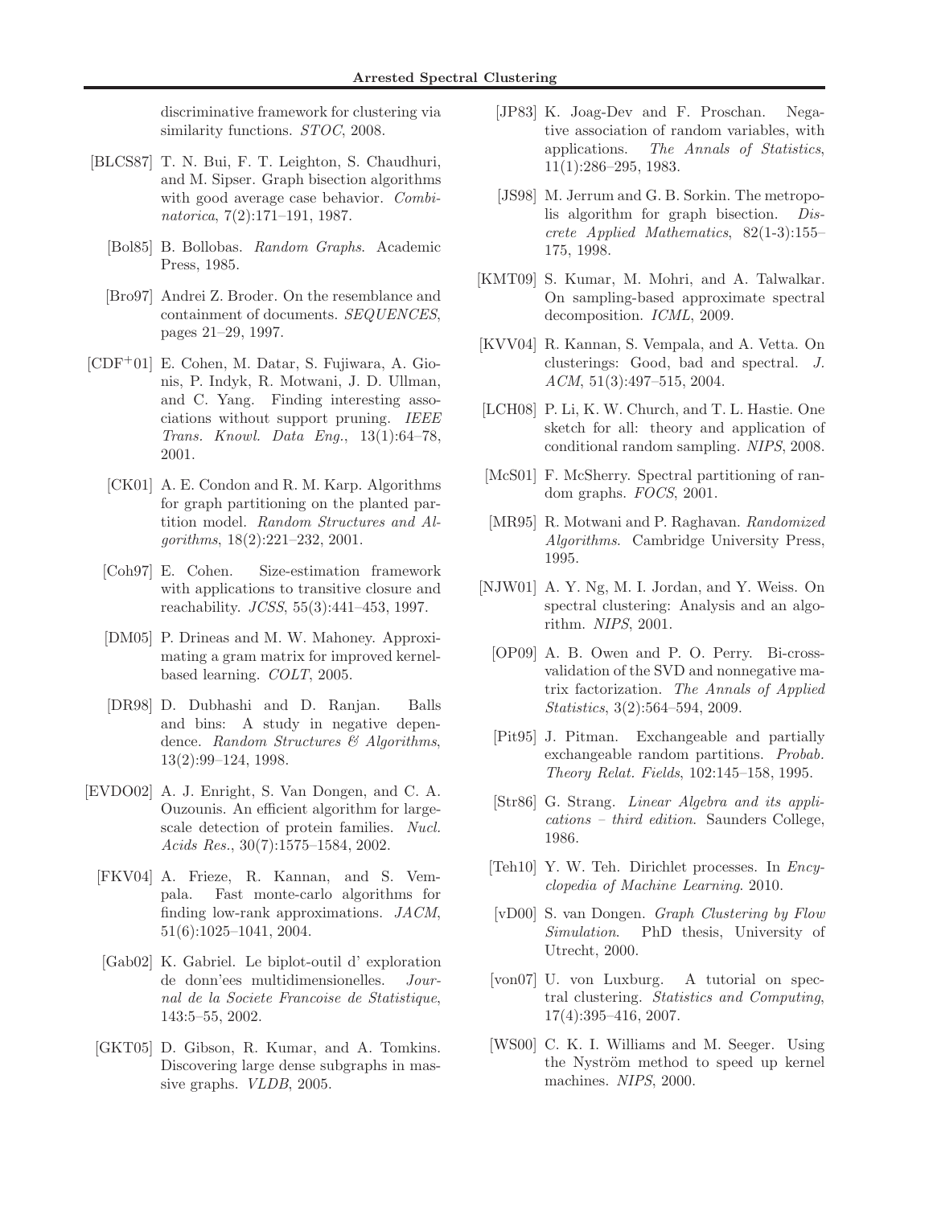discriminative framework for clustering via similarity functions. *STOC*, 2008.

[BLCS87] T. N. Bui, F. T. Leighton, S. Chaudhuri, and M. Sipser. Graph bisection algorithms with good average case behavior. *Combinatorica*, 7(2):171–191, 1987.

[Bol85] B. Bollobas. *Random Graphs*. Academic Press, 1985.

[Bro97] Andrei Z. Broder. On the resemblance and containment of documents. *SEQUENCES*, pages 21–29, 1997.

[CDF+01] E. Cohen, M. Datar, S. Fujiwara, A. Gionis, P. Indyk, R. Motwani, J. D. Ullman, and C. Yang. Finding interesting associations without support pruning. *IEEE Trans. Knowl. Data Eng.*, 13(1):64–78, 2001.

[CK01] A. E. Condon and R. M. Karp. Algorithms for graph partitioning on the planted partition model. *Random Structures and Algorithms*, 18(2):221–232, 2001.

[Coh97] E. Cohen. Size-estimation framework with applications to transitive closure and reachability. *JCSS*, 55(3):441–453, 1997.

[DM05] P. Drineas and M. W. Mahoney. Approximating a gram matrix for improved kernel-based learning. *COLT*, 2005.

[DR98] D. Dubhashi and D. Ranjan. Balls and bins: A study in negative dependence. *Random Structures & Algorithms*, 13(2):99–124, 1998.

[EVDO02] A. J. Enright, S. Van Dongen, and C. A. Ouzounis. An efficient algorithm for large-scale detection of protein families. *Nucl. Acids Res.*, 30(7):1575–1584, 2002.

[FKV04] A. Frieze, R. Kannan, and S. Vempala. Fast monte-carlo algorithms for finding low-rank approximations. *JACM*, 51(6):1025–1041, 2004.

[Gab02] K. Gabriel. Le biplot-outil d' exploration de donn'ees multidimensionelles. *Journal de la Societe Francoise de Statistique*, 143:5–55, 2002.

[GKT05] D. Gibson, R. Kumar, and A. Tomkins. Discovering large dense subgraphs in massive graphs. *VLDB*, 2005.

[JP83] K. Joag-Dev and F. Proschan. Negative association of random variables, with applications. *The Annals of Statistics*, 11(1):286–295, 1983.

[JS98] M. Jerrum and G. B. Sorkin. The metropolis algorithm for graph bisection. *Discrete Applied Mathematics*, 82(1-3):155–175, 1998.

[KMT09] S. Kumar, M. Mohri, and A. Talwalkar. On sampling-based approximate spectral decomposition. *ICML*, 2009.

[KVV04] R. Kannan, S. Vempala, and A. Vetta. On clusterings: Good, bad and spectral. *J. ACM*, 51(3):497–515, 2004.

[LCH08] P. Li, K. W. Church, and T. L. Hastie. One sketch for all: theory and application of conditional random sampling. *NIPS*, 2008.

[McS01] F. McSherry. Spectral partitioning of random graphs. *FOCS*, 2001.

[MR95] R. Motwani and P. Raghavan. *Randomized Algorithms*. Cambridge University Press, 1995.

[NJW01] A. Y. Ng, M. I. Jordan, and Y. Weiss. On spectral clustering: Analysis and an algorithm. *NIPS*, 2001.

[OP09] A. B. Owen and P. O. Perry. Bi-cross-validation of the SVD and nonnegative matrix factorization. *The Annals of Applied Statistics*, 3(2):564–594, 2009.

[Pit95] J. Pitman. Exchangeable and partially exchangeable random partitions. *Probab. Theory Relat. Fields*, 102:145–158, 1995.

[Str86] G. Strang. *Linear Algebra and its applications – third edition*. Saunders College, 1986.

[Teh10] Y. W. Teh. Dirichlet processes. In *Encyclopedia of Machine Learning*. 2010.

[vD00] S. van Dongen. *Graph Clustering by Flow Simulation*. PhD thesis, University of Utrecht, 2000.

[von07] U. von Luxburg. A tutorial on spectral clustering. *Statistics and Computing*, 17(4):395–416, 2007.

[WS00] C. K. I. Williams and M. Seeger. Using the Nyström method to speed up kernel machines. *NIPS*, 2000.